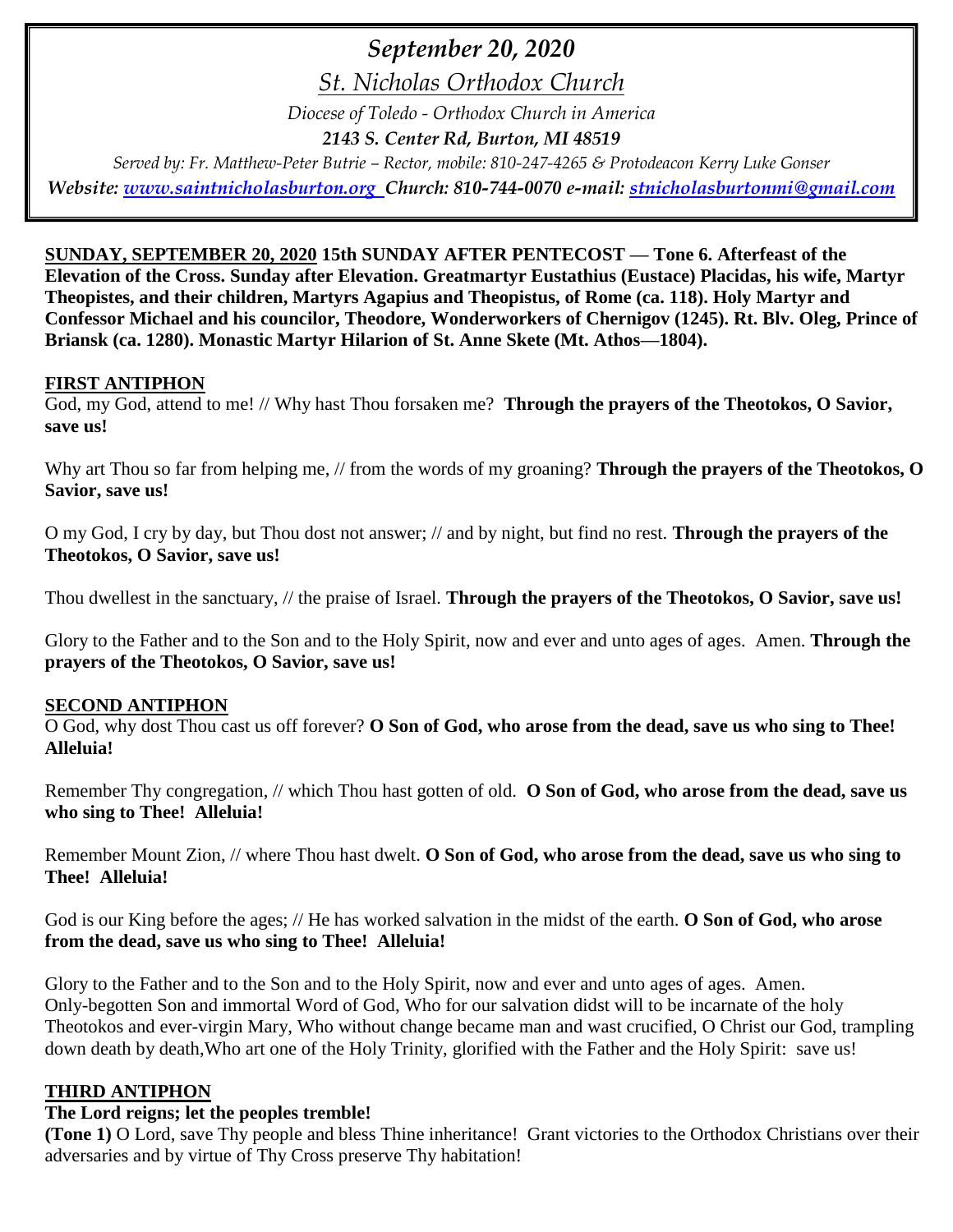# *September 20, 2020*

## *St. Nicholas Orthodox Church*

*Diocese of Toledo - Orthodox Church in America*

***2143 S. Center Rd, Burton, MI 48519***

*Served by: Fr. Matthew-Peter Butrie – Rector, mobile: 810-247-4265 & Protodeacon Kerry Luke Gonser*

***Website: www.saintnicholasburton.org Church: 810-744-0070 e-mail: stnicholasburtonmi@gmail.com***

**SUNDAY, SEPTEMBER 20, 2020 15th SUNDAY AFTER PENTECOST — Tone 6. Afterfeast of the Elevation of the Cross. Sunday after Elevation. Greatmartyr Eustathius (Eustace) Placidas, his wife, Martyr Theopistes, and their children, Martyrs Agapius and Theopistus, of Rome (ca. 118). Holy Martyr and Confessor Michael and his councilor, Theodore, Wonderworkers of Chernigov (1245). Rt. Blv. Oleg, Prince of Briansk (ca. 1280). Monastic Martyr Hilarion of St. Anne Skete (Mt. Athos—1804).**

**FIRST ANTIPHON**

God, my God, attend to me! // Why hast Thou forsaken me? **Through the prayers of the Theotokos, O Savior, save us!**

Why art Thou so far from helping me, // from the words of my groaning? **Through the prayers of the Theotokos, O Savior, save us!**

O my God, I cry by day, but Thou dost not answer; // and by night, but find no rest. **Through the prayers of the Theotokos, O Savior, save us!**

Thou dwellest in the sanctuary, // the praise of Israel. **Through the prayers of the Theotokos, O Savior, save us!**

Glory to the Father and to the Son and to the Holy Spirit, now and ever and unto ages of ages. Amen. **Through the prayers of the Theotokos, O Savior, save us!**

**SECOND ANTIPHON**

O God, why dost Thou cast us off forever? **O Son of God, who arose from the dead, save us who sing to Thee! Alleluia!**

Remember Thy congregation, // which Thou hast gotten of old. **O Son of God, who arose from the dead, save us who sing to Thee! Alleluia!**

Remember Mount Zion, // where Thou hast dwelt. **O Son of God, who arose from the dead, save us who sing to Thee! Alleluia!**

God is our King before the ages; // He has worked salvation in the midst of the earth. **O Son of God, who arose from the dead, save us who sing to Thee! Alleluia!**

Glory to the Father and to the Son and to the Holy Spirit, now and ever and unto ages of ages. Amen.
Only-begotten Son and immortal Word of God, Who for our salvation didst will to be incarnate of the holy Theotokos and ever-virgin Mary, Who without change became man and wast crucified, O Christ our God, trampling down death by death,Who art one of the Holy Trinity, glorified with the Father and the Holy Spirit: save us!

**THIRD ANTIPHON**

**The Lord reigns; let the peoples tremble!**

**(Tone 1)** O Lord, save Thy people and bless Thine inheritance! Grant victories to the Orthodox Christians over their adversaries and by virtue of Thy Cross preserve Thy habitation!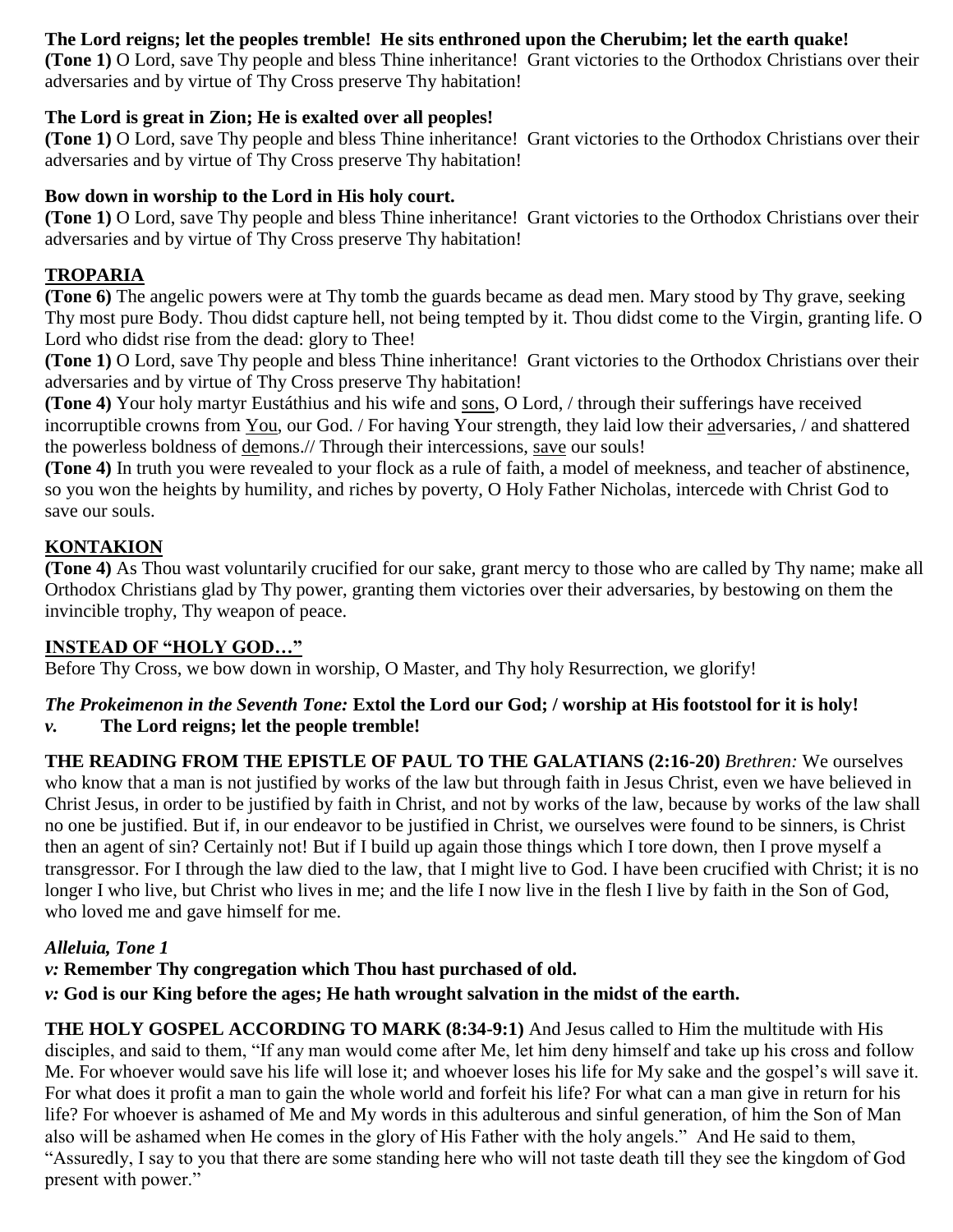**The Lord reigns; let the peoples tremble! He sits enthroned upon the Cherubim; let the earth quake!**
**(Tone 1)** O Lord, save Thy people and bless Thine inheritance! Grant victories to the Orthodox Christians over their adversaries and by virtue of Thy Cross preserve Thy habitation!

**The Lord is great in Zion; He is exalted over all peoples!**
**(Tone 1)** O Lord, save Thy people and bless Thine inheritance! Grant victories to the Orthodox Christians over their adversaries and by virtue of Thy Cross preserve Thy habitation!

**Bow down in worship to the Lord in His holy court.**
**(Tone 1)** O Lord, save Thy people and bless Thine inheritance! Grant victories to the Orthodox Christians over their adversaries and by virtue of Thy Cross preserve Thy habitation!

## TROPARIA

**(Tone 6)** The angelic powers were at Thy tomb the guards became as dead men. Mary stood by Thy grave, seeking Thy most pure Body. Thou didst capture hell, not being tempted by it. Thou didst come to the Virgin, granting life. O Lord who didst rise from the dead: glory to Thee!
**(Tone 1)** O Lord, save Thy people and bless Thine inheritance! Grant victories to the Orthodox Christians over their adversaries and by virtue of Thy Cross preserve Thy habitation!
**(Tone 4)** Your holy martyr Eustáthius and his wife and sons, O Lord, / through their sufferings have received incorruptible crowns from You, our God. / For having Your strength, they laid low their adversaries, / and shattered the powerless boldness of demons.// Through their intercessions, save our souls!
**(Tone 4)** In truth you were revealed to your flock as a rule of faith, a model of meekness, and teacher of abstinence, so you won the heights by humility, and riches by poverty, O Holy Father Nicholas, intercede with Christ God to save our souls.

## KONTAKION

**(Tone 4)** As Thou wast voluntarily crucified for our sake, grant mercy to those who are called by Thy name; make all Orthodox Christians glad by Thy power, granting them victories over their adversaries, by bestowing on them the invincible trophy, Thy weapon of peace.

## INSTEAD OF "HOLY GOD…"

Before Thy Cross, we bow down in worship, O Master, and Thy holy Resurrection, we glorify!

***The Prokeimenon in the Seventh Tone:*** **Extol the Lord our God; / worship at His footstool for it is holy!**
*v.* **The Lord reigns; let the people tremble!**

**THE READING FROM THE EPISTLE OF PAUL TO THE GALATIANS (2:16-20)** *Brethren:* We ourselves who know that a man is not justified by works of the law but through faith in Jesus Christ, even we have believed in Christ Jesus, in order to be justified by faith in Christ, and not by works of the law, because by works of the law shall no one be justified. But if, in our endeavor to be justified in Christ, we ourselves were found to be sinners, is Christ then an agent of sin? Certainly not! But if I build up again those things which I tore down, then I prove myself a transgressor. For I through the law died to the law, that I might live to God. I have been crucified with Christ; it is no longer I who live, but Christ who lives in me; and the life I now live in the flesh I live by faith in the Son of God, who loved me and gave himself for me.

***Alleluia, Tone 1***
*v:* **Remember Thy congregation which Thou hast purchased of old.**
*v:* **God is our King before the ages; He hath wrought salvation in the midst of the earth.**

**THE HOLY GOSPEL ACCORDING TO MARK (8:34-9:1)** And Jesus called to Him the multitude with His disciples, and said to them, "If any man would come after Me, let him deny himself and take up his cross and follow Me. For whoever would save his life will lose it; and whoever loses his life for My sake and the gospel's will save it. For what does it profit a man to gain the whole world and forfeit his life? For what can a man give in return for his life? For whoever is ashamed of Me and My words in this adulterous and sinful generation, of him the Son of Man also will be ashamed when He comes in the glory of His Father with the holy angels." And He said to them, "Assuredly, I say to you that there are some standing here who will not taste death till they see the kingdom of God present with power."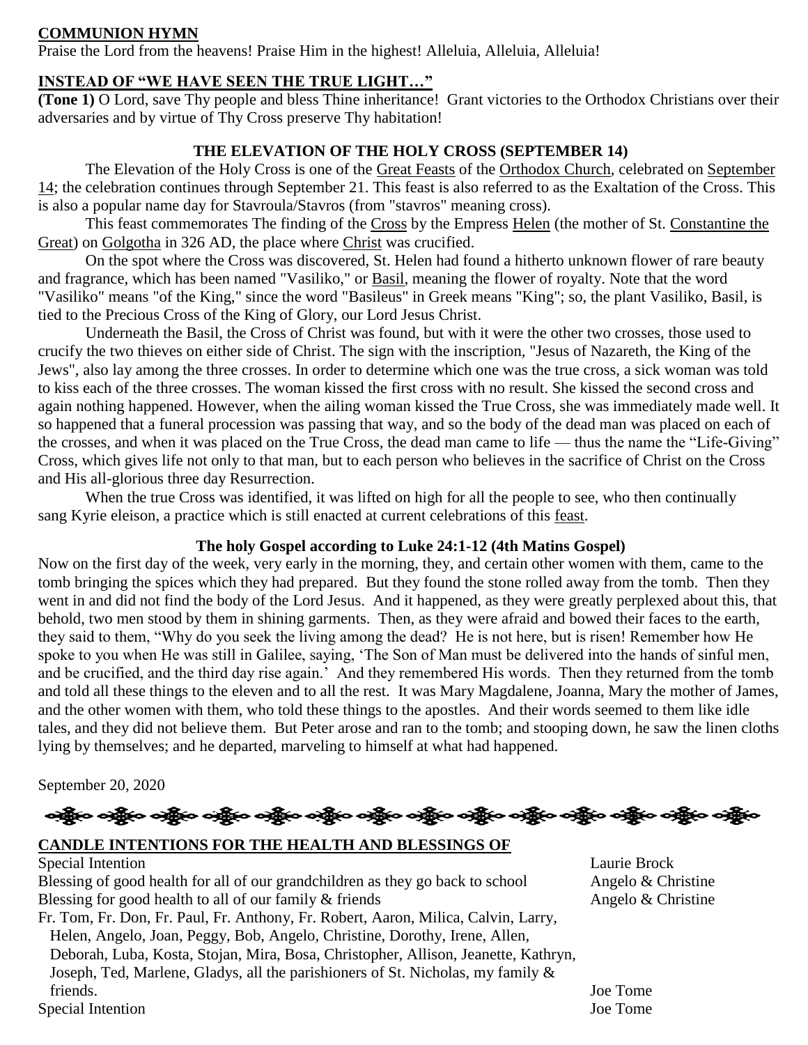**COMMUNION HYMN**

Praise the Lord from the heavens! Praise Him in the highest! Alleluia, Alleluia, Alleluia!

**INSTEAD OF "WE HAVE SEEN THE TRUE LIGHT…"**

**(Tone 1)** O Lord, save Thy people and bless Thine inheritance! Grant victories to the Orthodox Christians over their adversaries and by virtue of Thy Cross preserve Thy habitation!

**THE ELEVATION OF THE HOLY CROSS (SEPTEMBER 14)**

The Elevation of the Holy Cross is one of the Great Feasts of the Orthodox Church, celebrated on September 14; the celebration continues through September 21. This feast is also referred to as the Exaltation of the Cross. This is also a popular name day for Stavroula/Stavros (from "stavros" meaning cross).

This feast commemorates The finding of the Cross by the Empress Helen (the mother of St. Constantine the Great) on Golgotha in 326 AD, the place where Christ was crucified.

On the spot where the Cross was discovered, St. Helen had found a hitherto unknown flower of rare beauty and fragrance, which has been named "Vasiliko," or Basil, meaning the flower of royalty. Note that the word "Vasiliko" means "of the King," since the word "Basileus" in Greek means "King"; so, the plant Vasiliko, Basil, is tied to the Precious Cross of the King of Glory, our Lord Jesus Christ.

Underneath the Basil, the Cross of Christ was found, but with it were the other two crosses, those used to crucify the two thieves on either side of Christ. The sign with the inscription, "Jesus of Nazareth, the King of the Jews", also lay among the three crosses. In order to determine which one was the true cross, a sick woman was told to kiss each of the three crosses. The woman kissed the first cross with no result. She kissed the second cross and again nothing happened. However, when the ailing woman kissed the True Cross, she was immediately made well. It so happened that a funeral procession was passing that way, and so the body of the dead man was placed on each of the crosses, and when it was placed on the True Cross, the dead man came to life — thus the name the "Life-Giving" Cross, which gives life not only to that man, but to each person who believes in the sacrifice of Christ on the Cross and His all-glorious three day Resurrection.

When the true Cross was identified, it was lifted on high for all the people to see, who then continually sang Kyrie eleison, a practice which is still enacted at current celebrations of this feast.

**The holy Gospel according to Luke 24:1-12 (4th Matins Gospel)**

Now on the first day of the week, very early in the morning, they, and certain other women with them, came to the tomb bringing the spices which they had prepared. But they found the stone rolled away from the tomb. Then they went in and did not find the body of the Lord Jesus. And it happened, as they were greatly perplexed about this, that behold, two men stood by them in shining garments. Then, as they were afraid and bowed their faces to the earth, they said to them, "Why do you seek the living among the dead? He is not here, but is risen! Remember how He spoke to you when He was still in Galilee, saying, 'The Son of Man must be delivered into the hands of sinful men, and be crucified, and the third day rise again.' And they remembered His words. Then they returned from the tomb and told all these things to the eleven and to all the rest. It was Mary Magdalene, Joanna, Mary the mother of James, and the other women with them, who told these things to the apostles. And their words seemed to them like idle tales, and they did not believe them. But Peter arose and ran to the tomb; and stooping down, he saw the linen cloths lying by themselves; and he departed, marveling to himself at what had happened.

September 20, 2020

**CANDLE INTENTIONS FOR THE HEALTH AND BLESSINGS OF**

| Intention | Offered by |
| --- | --- |
| Special Intention | Laurie Brock |
| Blessing of good health for all of our grandchildren as they go back to school | Angelo & Christine |
| Blessing for good health to all of our family & friends | Angelo & Christine |
| Fr. Tom, Fr. Don, Fr. Paul, Fr. Anthony, Fr. Robert, Aaron, Milica, Calvin, Larry, Helen, Angelo, Joan, Peggy, Bob, Angelo, Christine, Dorothy, Irene, Allen, Deborah, Luba, Kosta, Stojan, Mira, Bosa, Christopher, Allison, Jeanette, Kathryn, Joseph, Ted, Marlene, Gladys, all the parishioners of St. Nicholas, my family & friends. | Joe Tome |
| Special Intention | Joe Tome |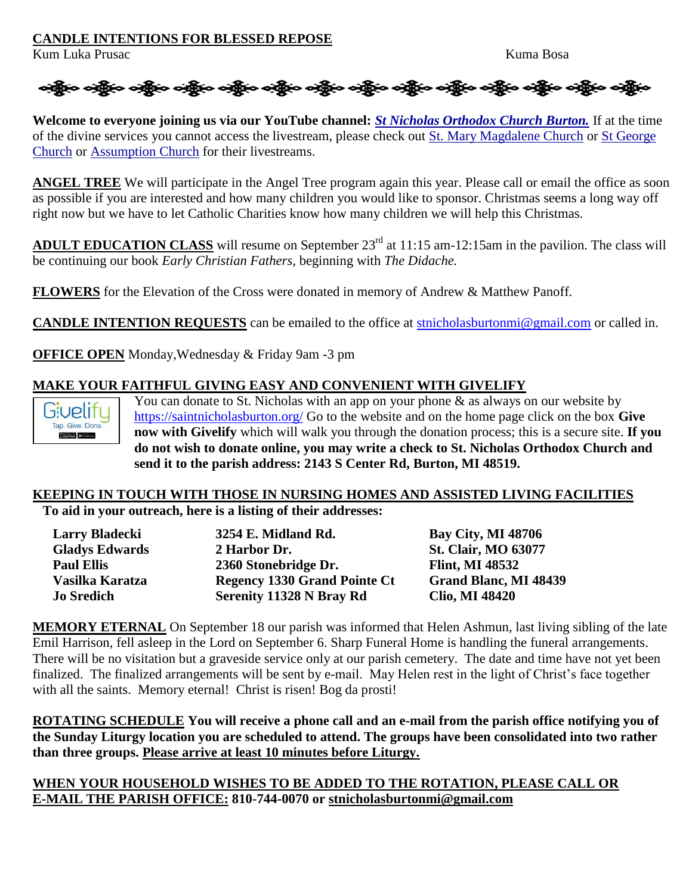**CANDLE INTENTIONS FOR BLESSED REPOSE**

Kum Luka Prusac

Kuma Bosa

**Welcome to everyone joining us via our YouTube channel:** ***St Nicholas Orthodox Church Burton.*** If at the time of the divine services you cannot access the livestream, please check out St. Mary Magdalene Church or St George Church or Assumption Church for their livestreams.

**ANGEL TREE** We will participate in the Angel Tree program again this year. Please call or email the office as soon as possible if you are interested and how many children you would like to sponsor. Christmas seems a long way off right now but we have to let Catholic Charities know how many children we will help this Christmas.

**ADULT EDUCATION CLASS** will resume on September 23rd at 11:15 am-12:15am in the pavilion. The class will be continuing our book *Early Christian Fathers*, beginning with *The Didache.*

**FLOWERS** for the Elevation of the Cross were donated in memory of Andrew & Matthew Panoff.

**CANDLE INTENTION REQUESTS** can be emailed to the office at stnicholasburtonmi@gmail.com or called in.

**OFFICE OPEN** Monday,Wednesday & Friday 9am -3 pm

**MAKE YOUR FAITHFUL GIVING EASY AND CONVENIENT WITH GIVELIFY**

You can donate to St. Nicholas with an app on your phone & as always on our website by https://saintnicholasburton.org/ Go to the website and on the home page click on the box **Give now with Givelify** which will walk you through the donation process; this is a secure site. **If you do not wish to donate online, you may write a check to St. Nicholas Orthodox Church and send it to the parish address: 2143 S Center Rd, Burton, MI 48519.**

**KEEPING IN TOUCH WITH THOSE IN NURSING HOMES AND ASSISTED LIVING FACILITIES**

**To aid in your outreach, here is a listing of their addresses:**

| | | |
|---|---|---|
| **Larry Bladecki** | **3254 E. Midland Rd.** | **Bay City, MI 48706** |
| **Gladys Edwards** | **2 Harbor Dr.** | **St. Clair, MO 63077** |
| **Paul Ellis** | **2360 Stonebridge Dr.** | **Flint, MI 48532** |
| **Vasilka Karatza** | **Regency 1330 Grand Pointe Ct** | **Grand Blanc, MI 48439** |
| **Jo Sredich** | **Serenity 11328 N Bray Rd** | **Clio, MI 48420** |

**MEMORY ETERNAL** On September 18 our parish was informed that Helen Ashmun, last living sibling of the late Emil Harrison, fell asleep in the Lord on September 6. Sharp Funeral Home is handling the funeral arrangements. There will be no visitation but a graveside service only at our parish cemetery. The date and time have not yet been finalized. The finalized arrangements will be sent by e-mail. May Helen rest in the light of Christ's face together with all the saints. Memory eternal! Christ is risen! Bog da prosti!

**ROTATING SCHEDULE You will receive a phone call and an e-mail from the parish office notifying you of the Sunday Liturgy location you are scheduled to attend. The groups have been consolidated into two rather than three groups. Please arrive at least 10 minutes before Liturgy.**

**WHEN YOUR HOUSEHOLD WISHES TO BE ADDED TO THE ROTATION, PLEASE CALL OR E-MAIL THE PARISH OFFICE: 810-744-0070 or stnicholasburtonmi@gmail.com**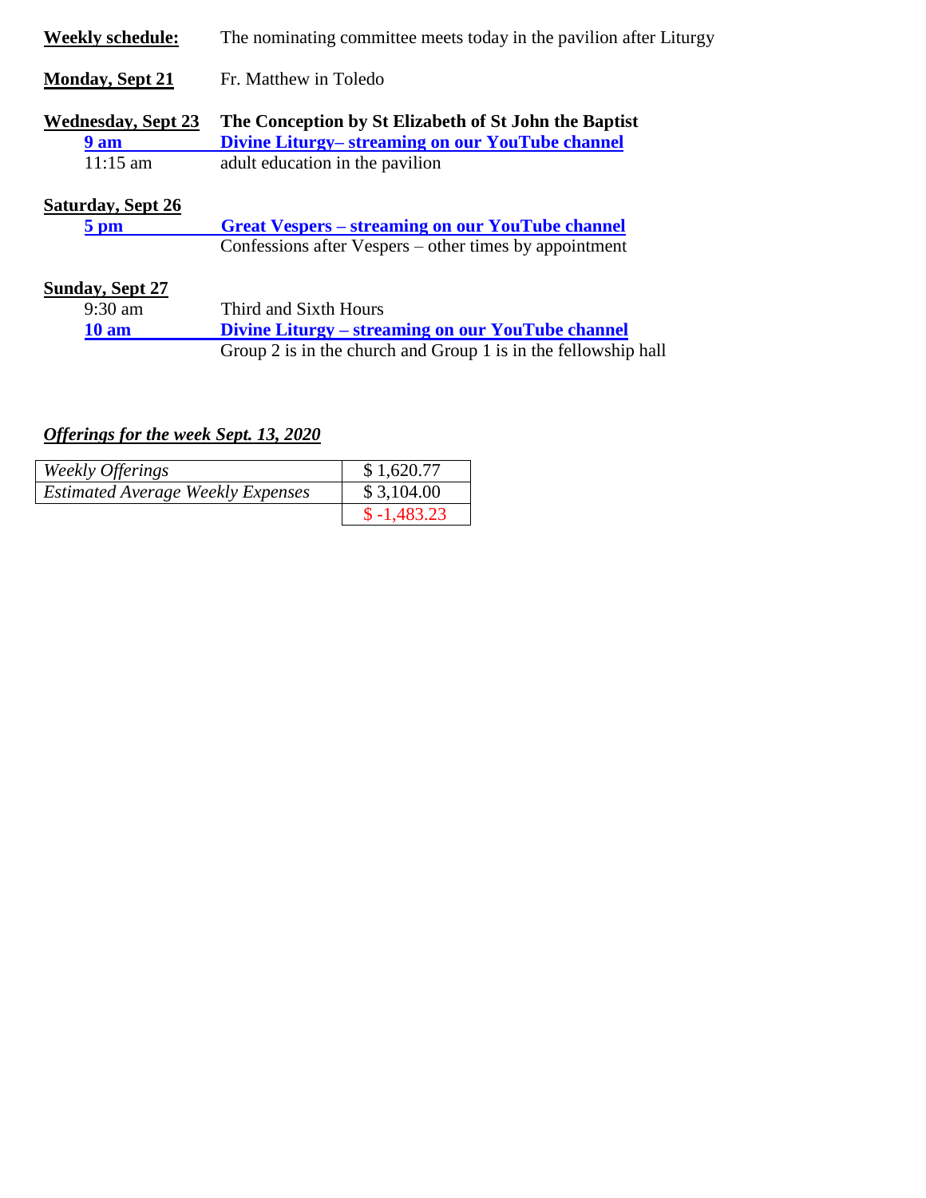**Weekly schedule:** The nominating committee meets today in the pavilion after Liturgy

**Monday, Sept 21** Fr. Matthew in Toledo

**Wednesday, Sept 23** **The Conception by St Elizabeth of St John the Baptist**

**9 am** **Divine Liturgy– streaming on our YouTube channel**

11:15 am adult education in the pavilion

**Saturday, Sept 26**

**5 pm** **Great Vespers – streaming on our YouTube channel**

Confessions after Vespers – other times by appointment

**Sunday, Sept 27**

9:30 am Third and Sixth Hours

**10 am** **Divine Liturgy – streaming on our YouTube channel**

Group 2 is in the church and Group 1 is in the fellowship hall

***Offerings for the week Sept. 13, 2020***

| | |
|---|---|
| *Weekly Offerings* | $ 1,620.77 |
| *Estimated Average Weekly Expenses* | $ 3,104.00 |
| | $ -1,483.23 |